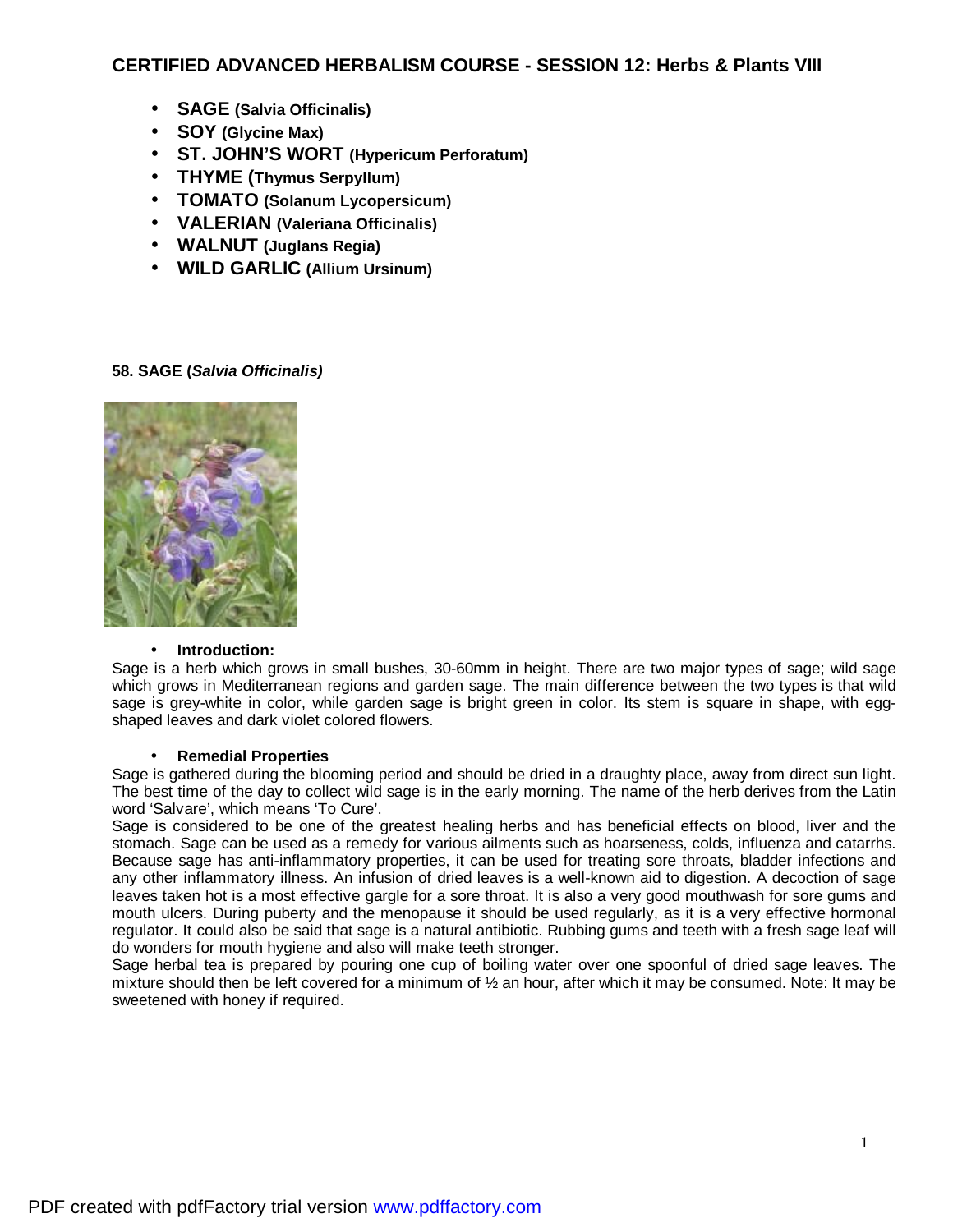# CERTIFIED ADVANCED HERBALISM COURSE - SESSION 12: Herbs & Plants VIII

- **SAGE (Salvia Officinalis)**
- **SOY (Glycine Max)**
- **ST. JOHN'S WORT (Hypericum Perforatum)**
- **THYME (Thymus Serpyllum)**
- **TOMATO (Solanum Lycopersicum)**
- **VALERIAN (Valeriana Officinalis)**
- **WALNUT (Juglans Regia)**
- **WILD GARLIC (Allium Ursinum)**

### 58. SAGE (*Salvia Officinalis)*

- **Introduction:**

Sage is a herb which grows in small bushes, 30-60mm in height. There are two major types of sage; wild sage which grows in Mediterranean regions and garden sage. The main difference between the two types is that wild sage is grey-white in color, while garden sage is bright green in color. Its stem is square in shape, with egg-shaped leaves and dark violet colored flowers.

- **Remedial Properties**

Sage is gathered during the blooming period and should be dried in a draughty place, away from direct sun light. The best time of the day to collect wild sage is in the early morning. The name of the herb derives from the Latin word 'Salvare', which means 'To Cure'.

Sage is considered to be one of the greatest healing herbs and has beneficial effects on blood, liver and the stomach. Sage can be used as a remedy for various ailments such as hoarseness, colds, influenza and catarrhs. Because sage has anti-inflammatory properties, it can be used for treating sore throats, bladder infections and any other inflammatory illness. An infusion of dried leaves is a well-known aid to digestion. A decoction of sage leaves taken hot is a most effective gargle for a sore throat. It is also a very good mouthwash for sore gums and mouth ulcers. During puberty and the menopause it should be used regularly, as it is a very effective hormonal regulator. It could also be said that sage is a natural antibiotic. Rubbing gums and teeth with a fresh sage leaf will do wonders for mouth hygiene and also will make teeth stronger.

Sage herbal tea is prepared by pouring one cup of boiling water over one spoonful of dried sage leaves. The mixture should then be left covered for a minimum of ½ an hour, after which it may be consumed. Note: It may be sweetened with honey if required.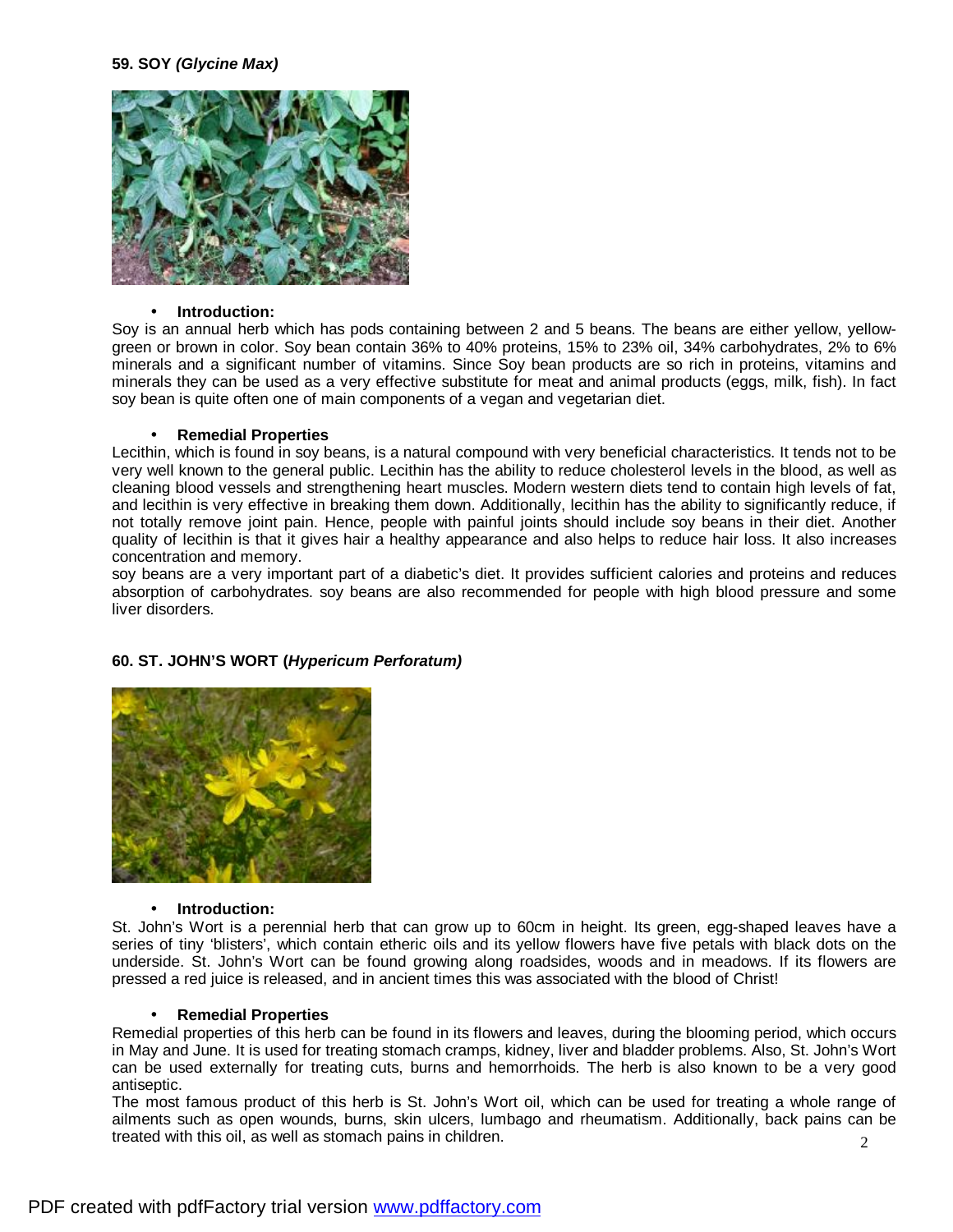**59. SOY *(Glycine Max)***

- **Introduction:**

Soy is an annual herb which has pods containing between 2 and 5 beans. The beans are either yellow, yellow-green or brown in color. Soy bean contain 36% to 40% proteins, 15% to 23% oil, 34% carbohydrates, 2% to 6% minerals and a significant number of vitamins. Since Soy bean products are so rich in proteins, vitamins and minerals they can be used as a very effective substitute for meat and animal products (eggs, milk, fish). In fact soy bean is quite often one of main components of a vegan and vegetarian diet.

- **Remedial Properties**

Lecithin, which is found in soy beans, is a natural compound with very beneficial characteristics. It tends not to be very well known to the general public. Lecithin has the ability to reduce cholesterol levels in the blood, as well as cleaning blood vessels and strengthening heart muscles. Modern western diets tend to contain high levels of fat, and lecithin is very effective in breaking them down. Additionally, lecithin has the ability to significantly reduce, if not totally remove joint pain. Hence, people with painful joints should include soy beans in their diet. Another quality of lecithin is that it gives hair a healthy appearance and also helps to reduce hair loss. It also increases concentration and memory.

soy beans are a very important part of a diabetic's diet. It provides sufficient calories and proteins and reduces absorption of carbohydrates. soy beans are also recommended for people with high blood pressure and some liver disorders.

**60. ST. JOHN'S WORT (*Hypericum Perforatum)***

- **Introduction:**

St. John's Wort is a perennial herb that can grow up to 60cm in height. Its green, egg-shaped leaves have a series of tiny 'blisters', which contain etheric oils and its yellow flowers have five petals with black dots on the underside. St. John's Wort can be found growing along roadsides, woods and in meadows. If its flowers are pressed a red juice is released, and in ancient times this was associated with the blood of Christ!

- **Remedial Properties**

Remedial properties of this herb can be found in its flowers and leaves, during the blooming period, which occurs in May and June. It is used for treating stomach cramps, kidney, liver and bladder problems. Also, St. John's Wort can be used externally for treating cuts, burns and hemorrhoids. The herb is also known to be a very good antiseptic.

The most famous product of this herb is St. John's Wort oil, which can be used for treating a whole range of ailments such as open wounds, burns, skin ulcers, lumbago and rheumatism. Additionally, back pains can be treated with this oil, as well as stomach pains in children.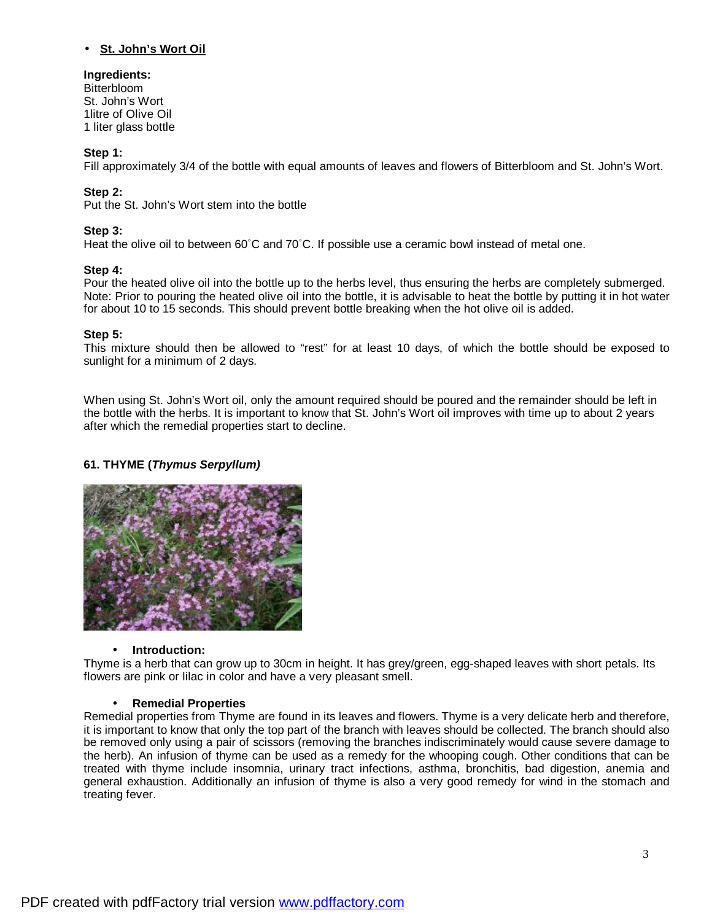- **St. John's Wort Oil**

**Ingredients:**
Bitterbloom
St. John's Wort
1litre of Olive Oil
1 liter glass bottle

**Step 1:**
Fill approximately 3/4 of the bottle with equal amounts of leaves and flowers of Bitterbloom and St. John's Wort.

**Step 2:**
Put the St. John's Wort stem into the bottle

**Step 3:**
Heat the olive oil to between 60˚C and 70˚C. If possible use a ceramic bowl instead of metal one.

**Step 4:**
Pour the heated olive oil into the bottle up to the herbs level, thus ensuring the herbs are completely submerged. Note: Prior to pouring the heated olive oil into the bottle, it is advisable to heat the bottle by putting it in hot water for about 10 to 15 seconds. This should prevent bottle breaking when the hot olive oil is added.

**Step 5:**
This mixture should then be allowed to "rest" for at least 10 days, of which the bottle should be exposed to sunlight for a minimum of 2 days.

When using St. John's Wort oil, only the amount required should be poured and the remainder should be left in the bottle with the herbs. It is important to know that St. John's Wort oil improves with time up to about 2 years after which the remedial properties start to decline.

### 61. THYME (*Thymus Serpyllum)*

- **Introduction:**

Thyme is a herb that can grow up to 30cm in height. It has grey/green, egg-shaped leaves with short petals. Its flowers are pink or lilac in color and have a very pleasant smell.

- **Remedial Properties**

Remedial properties from Thyme are found in its leaves and flowers. Thyme is a very delicate herb and therefore, it is important to know that only the top part of the branch with leaves should be collected. The branch should also be removed only using a pair of scissors (removing the branches indiscriminately would cause severe damage to the herb). An infusion of thyme can be used as a remedy for the whooping cough. Other conditions that can be treated with thyme include insomnia, urinary tract infections, asthma, bronchitis, bad digestion, anemia and general exhaustion. Additionally an infusion of thyme is also a very good remedy for wind in the stomach and treating fever.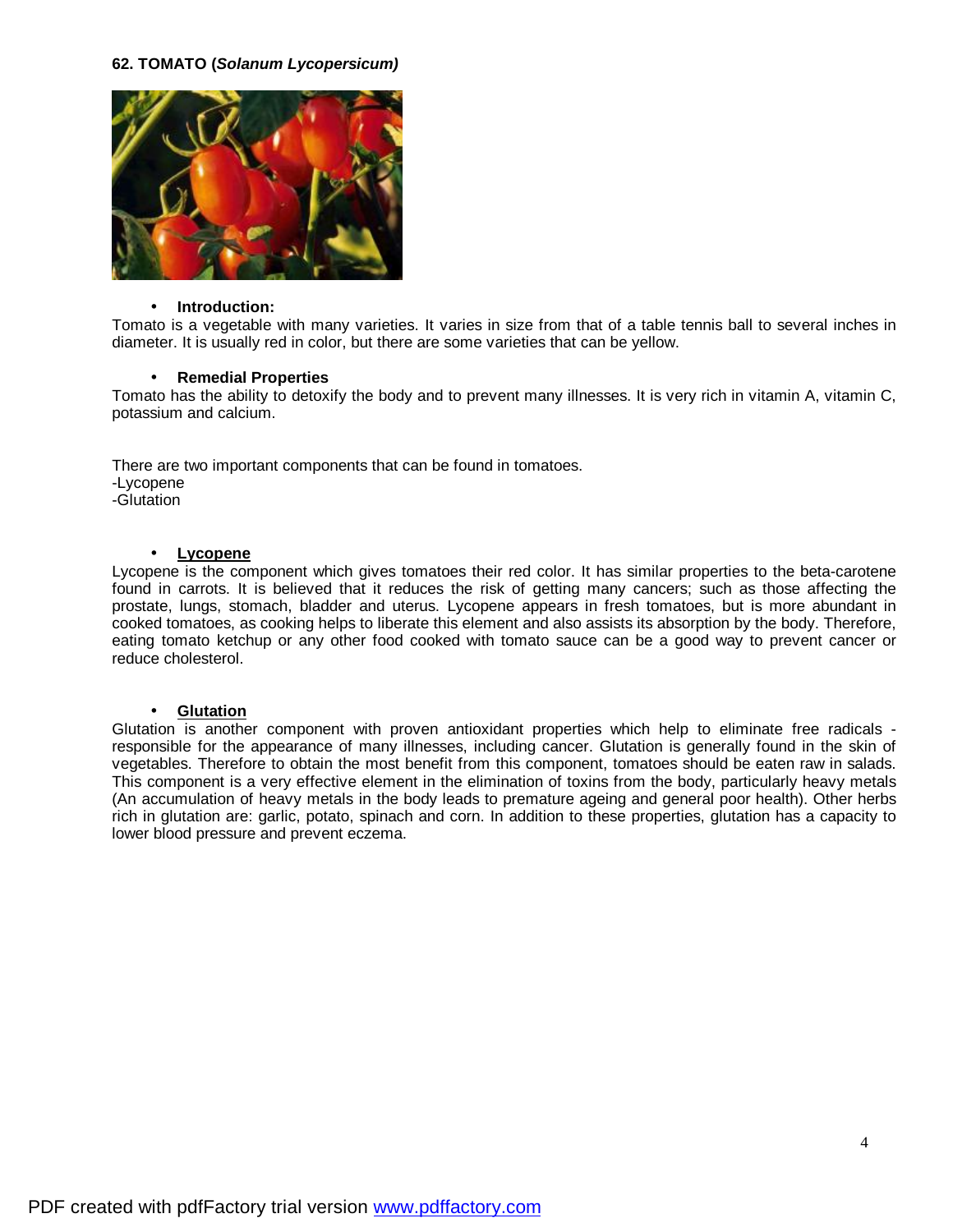## 62. TOMATO (*Solanum Lycopersicum)*

- **Introduction:**

Tomato is a vegetable with many varieties. It varies in size from that of a table tennis ball to several inches in diameter. It is usually red in color, but there are some varieties that can be yellow.

- **Remedial Properties**

Tomato has the ability to detoxify the body and to prevent many illnesses. It is very rich in vitamin A, vitamin C, potassium and calcium.

There are two important components that can be found in tomatoes.
-Lycopene
-Glutation

- **Lycopene**

Lycopene is the component which gives tomatoes their red color. It has similar properties to the beta-carotene found in carrots. It is believed that it reduces the risk of getting many cancers; such as those affecting the prostate, lungs, stomach, bladder and uterus. Lycopene appears in fresh tomatoes, but is more abundant in cooked tomatoes, as cooking helps to liberate this element and also assists its absorption by the body. Therefore, eating tomato ketchup or any other food cooked with tomato sauce can be a good way to prevent cancer or reduce cholesterol.

- **Glutation**

Glutation is another component with proven antioxidant properties which help to eliminate free radicals - responsible for the appearance of many illnesses, including cancer. Glutation is generally found in the skin of vegetables. Therefore to obtain the most benefit from this component, tomatoes should be eaten raw in salads. This component is a very effective element in the elimination of toxins from the body, particularly heavy metals (An accumulation of heavy metals in the body leads to premature ageing and general poor health). Other herbs rich in glutation are: garlic, potato, spinach and corn. In addition to these properties, glutation has a capacity to lower blood pressure and prevent eczema.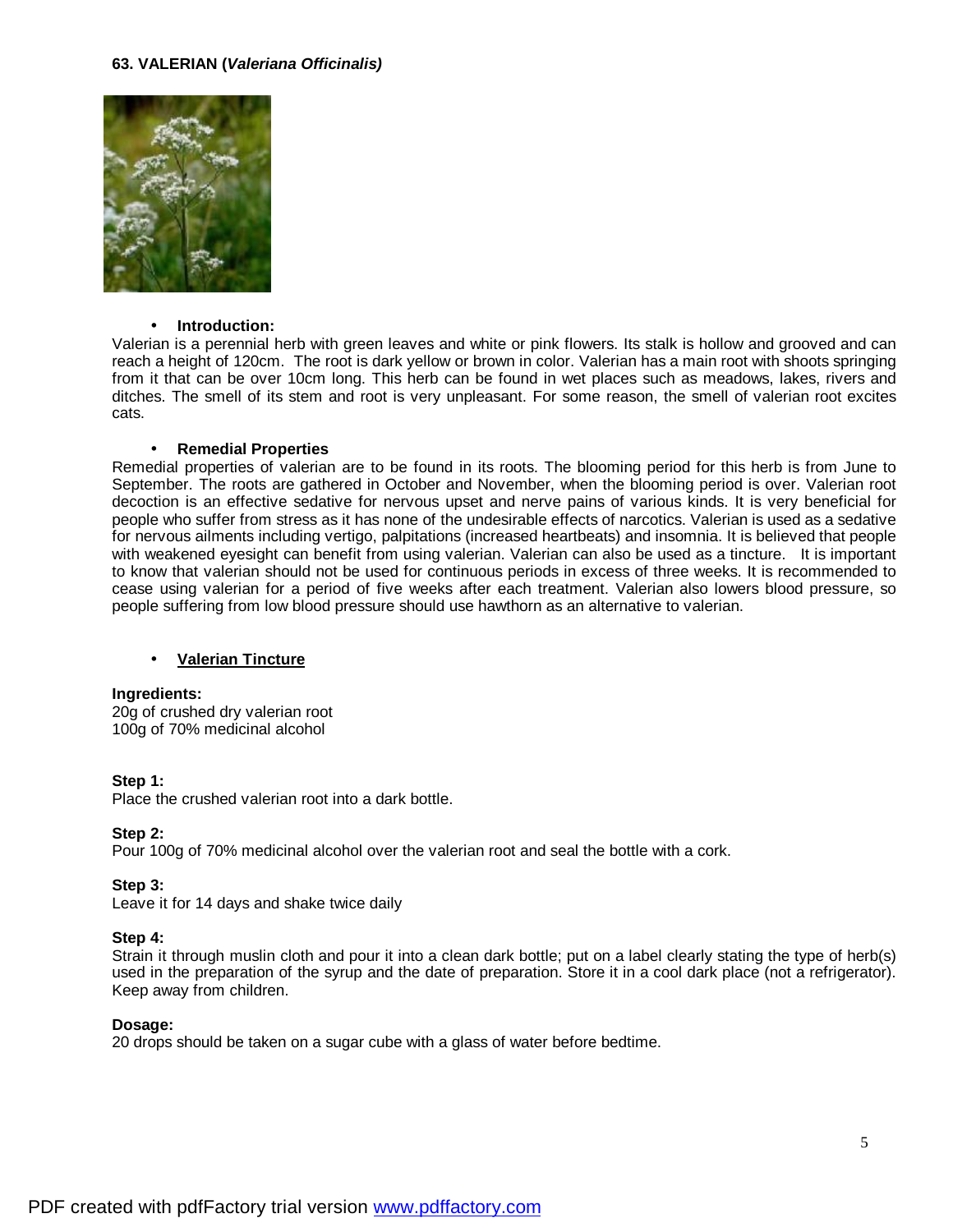**63. VALERIAN (*Valeriana Officinalis)***

- **Introduction:**

Valerian is a perennial herb with green leaves and white or pink flowers. Its stalk is hollow and grooved and can reach a height of 120cm. The root is dark yellow or brown in color. Valerian has a main root with shoots springing from it that can be over 10cm long. This herb can be found in wet places such as meadows, lakes, rivers and ditches. The smell of its stem and root is very unpleasant. For some reason, the smell of valerian root excites cats.

- **Remedial Properties**

Remedial properties of valerian are to be found in its roots. The blooming period for this herb is from June to September. The roots are gathered in October and November, when the blooming period is over. Valerian root decoction is an effective sedative for nervous upset and nerve pains of various kinds. It is very beneficial for people who suffer from stress as it has none of the undesirable effects of narcotics. Valerian is used as a sedative for nervous ailments including vertigo, palpitations (increased heartbeats) and insomnia. It is believed that people with weakened eyesight can benefit from using valerian. Valerian can also be used as a tincture. It is important to know that valerian should not be used for continuous periods in excess of three weeks. It is recommended to cease using valerian for a period of five weeks after each treatment. Valerian also lowers blood pressure, so people suffering from low blood pressure should use hawthorn as an alternative to valerian.

- **Valerian Tincture**

**Ingredients:**
20g of crushed dry valerian root
100g of 70% medicinal alcohol

**Step 1:**
Place the crushed valerian root into a dark bottle.

**Step 2:**
Pour 100g of 70% medicinal alcohol over the valerian root and seal the bottle with a cork.

**Step 3:**
Leave it for 14 days and shake twice daily

**Step 4:**
Strain it through muslin cloth and pour it into a clean dark bottle; put on a label clearly stating the type of herb(s) used in the preparation of the syrup and the date of preparation. Store it in a cool dark place (not a refrigerator). Keep away from children.

**Dosage:**
20 drops should be taken on a sugar cube with a glass of water before bedtime.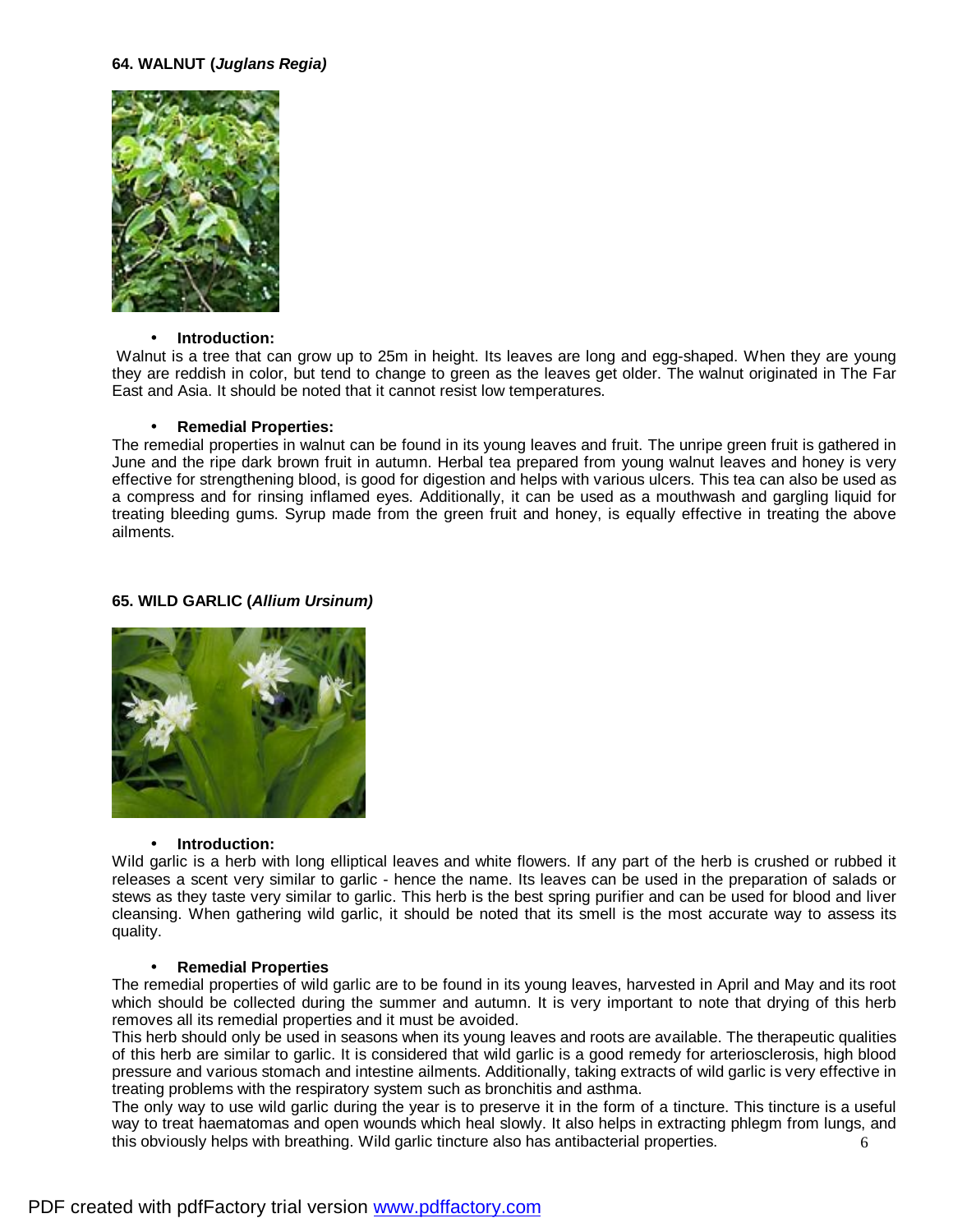### 64. WALNUT (*Juglans Regia)*

- **Introduction:**

Walnut is a tree that can grow up to 25m in height. Its leaves are long and egg-shaped. When they are young they are reddish in color, but tend to change to green as the leaves get older. The walnut originated in The Far East and Asia. It should be noted that it cannot resist low temperatures.

- **Remedial Properties:**

The remedial properties in walnut can be found in its young leaves and fruit. The unripe green fruit is gathered in June and the ripe dark brown fruit in autumn. Herbal tea prepared from young walnut leaves and honey is very effective for strengthening blood, is good for digestion and helps with various ulcers. This tea can also be used as a compress and for rinsing inflamed eyes. Additionally, it can be used as a mouthwash and gargling liquid for treating bleeding gums. Syrup made from the green fruit and honey, is equally effective in treating the above ailments.

### 65. WILD GARLIC (*Allium Ursinum)*

- **Introduction:**

Wild garlic is a herb with long elliptical leaves and white flowers. If any part of the herb is crushed or rubbed it releases a scent very similar to garlic - hence the name. Its leaves can be used in the preparation of salads or stews as they taste very similar to garlic. This herb is the best spring purifier and can be used for blood and liver cleansing. When gathering wild garlic, it should be noted that its smell is the most accurate way to assess its quality.

- **Remedial Properties**

The remedial properties of wild garlic are to be found in its young leaves, harvested in April and May and its root which should be collected during the summer and autumn. It is very important to note that drying of this herb removes all its remedial properties and it must be avoided.

This herb should only be used in seasons when its young leaves and roots are available. The therapeutic qualities of this herb are similar to garlic. It is considered that wild garlic is a good remedy for arteriosclerosis, high blood pressure and various stomach and intestine ailments. Additionally, taking extracts of wild garlic is very effective in treating problems with the respiratory system such as bronchitis and asthma.

The only way to use wild garlic during the year is to preserve it in the form of a tincture. This tincture is a useful way to treat haematomas and open wounds which heal slowly. It also helps in extracting phlegm from lungs, and this obviously helps with breathing. Wild garlic tincture also has antibacterial properties.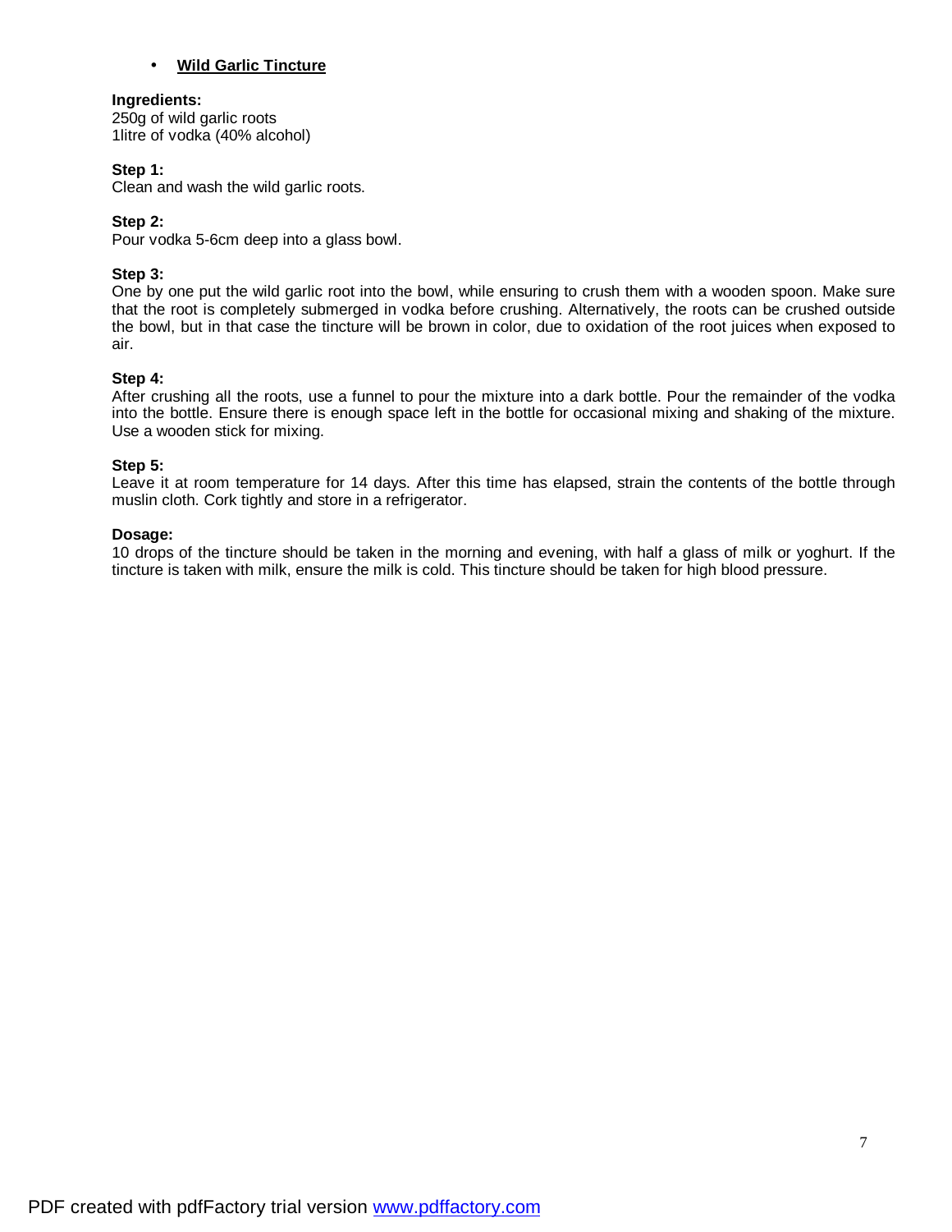- **Wild Garlic Tincture**

**Ingredients:**
250g of wild garlic roots
1litre of vodka (40% alcohol)

**Step 1:**
Clean and wash the wild garlic roots.

**Step 2:**
Pour vodka 5-6cm deep into a glass bowl.

**Step 3:**
One by one put the wild garlic root into the bowl, while ensuring to crush them with a wooden spoon. Make sure that the root is completely submerged in vodka before crushing. Alternatively, the roots can be crushed outside the bowl, but in that case the tincture will be brown in color, due to oxidation of the root juices when exposed to air.

**Step 4:**
After crushing all the roots, use a funnel to pour the mixture into a dark bottle. Pour the remainder of the vodka into the bottle. Ensure there is enough space left in the bottle for occasional mixing and shaking of the mixture. Use a wooden stick for mixing.

**Step 5:**
Leave it at room temperature for 14 days. After this time has elapsed, strain the contents of the bottle through muslin cloth. Cork tightly and store in a refrigerator.

**Dosage:**
10 drops of the tincture should be taken in the morning and evening, with half a glass of milk or yoghurt. If the tincture is taken with milk, ensure the milk is cold. This tincture should be taken for high blood pressure.

PDF created with pdfFactory trial version [www.pdffactory.com](http://www.pdffactory.com)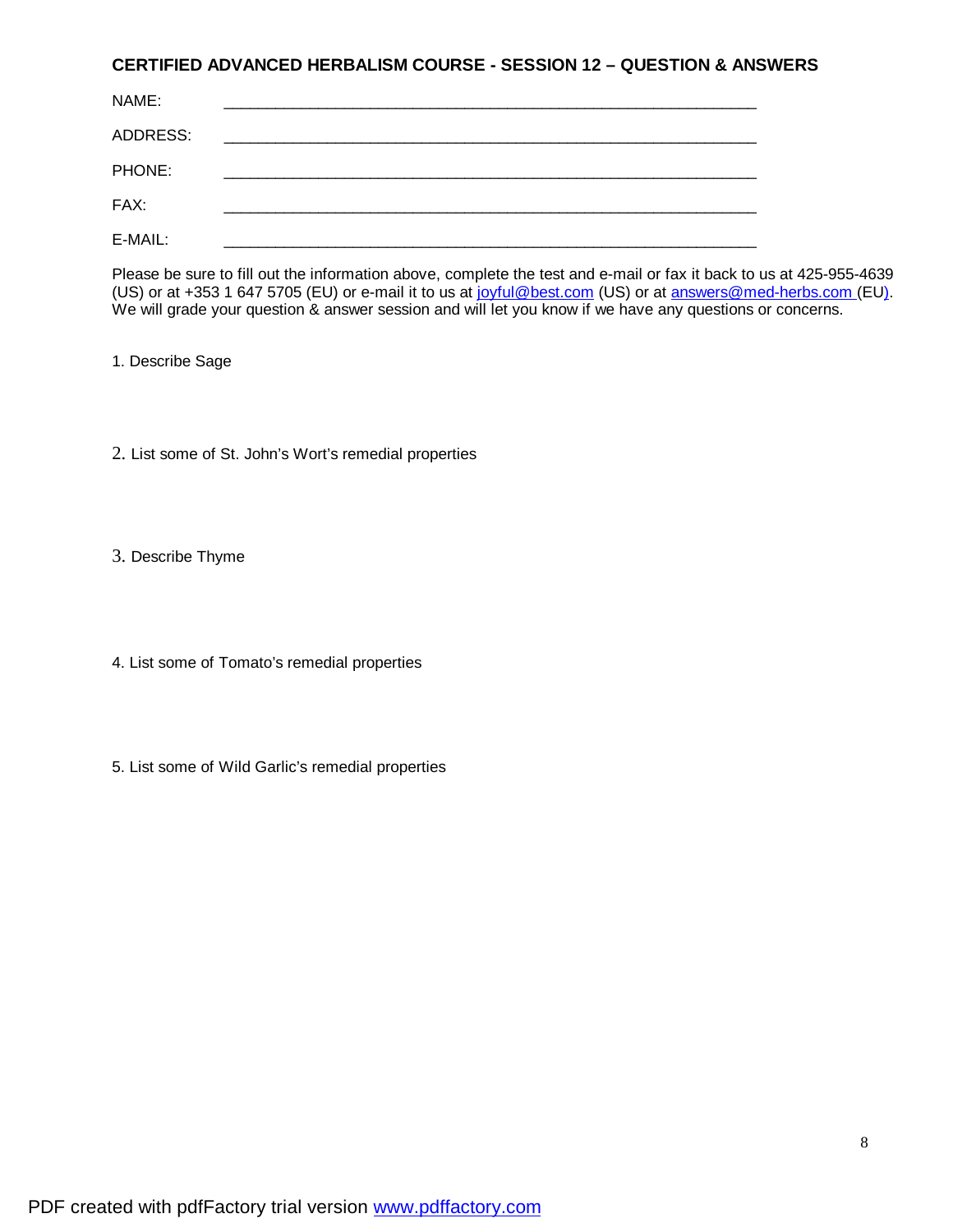**CERTIFIED ADVANCED HERBALISM COURSE - SESSION 12 – QUESTION & ANSWERS**

NAME: \_\_\_\_\_\_\_\_\_\_\_\_\_\_\_\_\_\_\_\_\_\_\_\_\_\_\_\_\_\_\_\_\_\_\_\_\_\_\_\_\_\_\_\_\_\_\_\_\_\_\_\_\_\_\_\_\_\_\_\_

ADDRESS: \_\_\_\_\_\_\_\_\_\_\_\_\_\_\_\_\_\_\_\_\_\_\_\_\_\_\_\_\_\_\_\_\_\_\_\_\_\_\_\_\_\_\_\_\_\_\_\_\_\_\_\_\_\_\_\_\_\_\_\_

PHONE: \_\_\_\_\_\_\_\_\_\_\_\_\_\_\_\_\_\_\_\_\_\_\_\_\_\_\_\_\_\_\_\_\_\_\_\_\_\_\_\_\_\_\_\_\_\_\_\_\_\_\_\_\_\_\_\_\_\_\_\_

FAX: \_\_\_\_\_\_\_\_\_\_\_\_\_\_\_\_\_\_\_\_\_\_\_\_\_\_\_\_\_\_\_\_\_\_\_\_\_\_\_\_\_\_\_\_\_\_\_\_\_\_\_\_\_\_\_\_\_\_\_\_

E-MAIL: \_\_\_\_\_\_\_\_\_\_\_\_\_\_\_\_\_\_\_\_\_\_\_\_\_\_\_\_\_\_\_\_\_\_\_\_\_\_\_\_\_\_\_\_\_\_\_\_\_\_\_\_\_\_\_\_\_\_\_\_

Please be sure to fill out the information above, complete the test and e-mail or fax it back to us at 425-955-4639 (US) or at +353 1 647 5705 (EU) or e-mail it to us at joyful@best.com (US) or at answers@med-herbs.com (EU). We will grade your question & answer session and will let you know if we have any questions or concerns.

1. Describe Sage

2. List some of St. John's Wort's remedial properties

3. Describe Thyme

4. List some of Tomato's remedial properties

5. List some of Wild Garlic's remedial properties